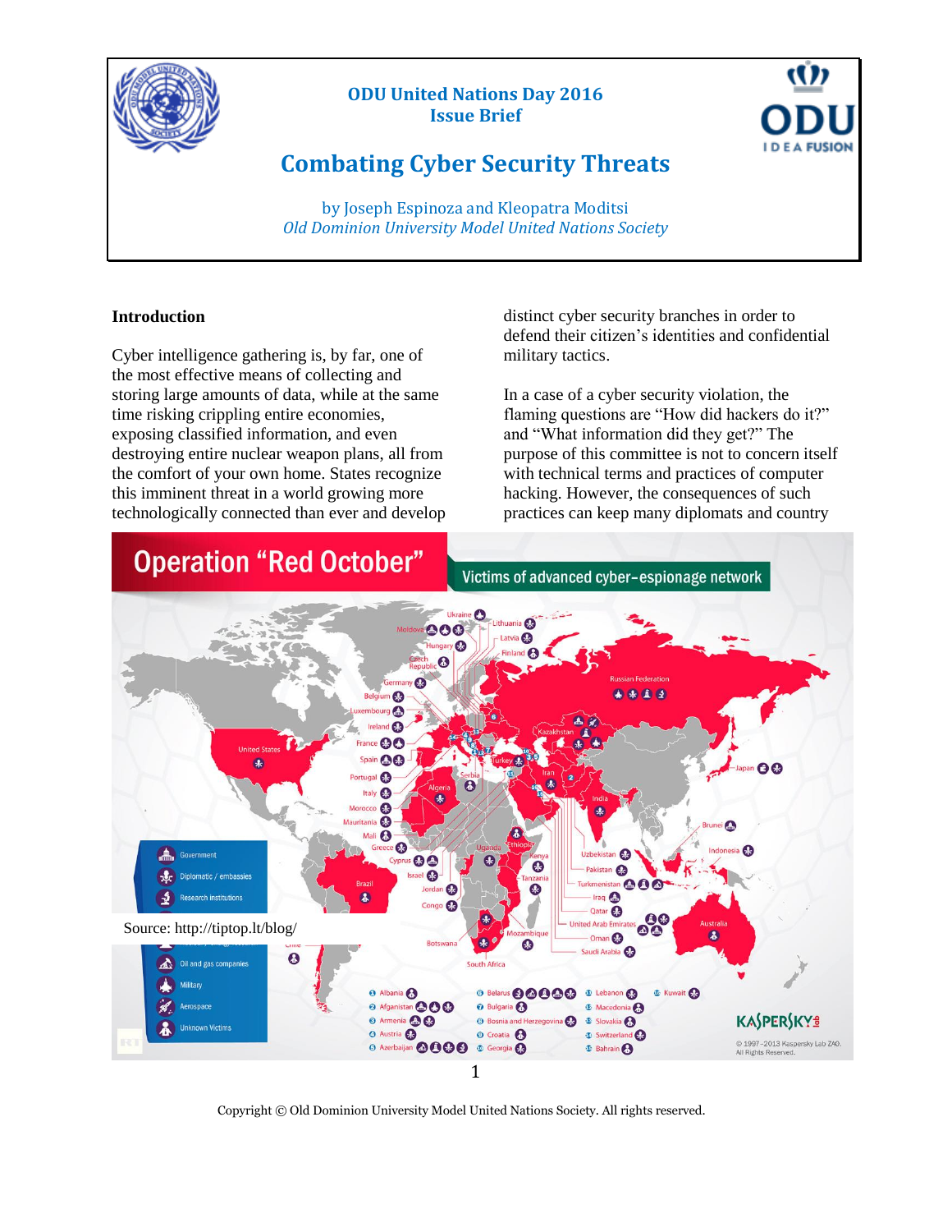# ODU United Nations Day 2016
## Issue Brief

# Combating Cyber Security Threats

by Joseph Espinoza and Kleopatra Moditsi
*Old Dominion University Model United Nations Society*

**Introduction**

Cyber intelligence gathering is, by far, one of the most effective means of collecting and storing large amounts of data, while at the same time risking crippling entire economies, exposing classified information, and even destroying entire nuclear weapon plans, all from the comfort of your own home. States recognize this imminent threat in a world growing more technologically connected than ever and develop distinct cyber security branches in order to defend their citizen's identities and confidential military tactics.

In a case of a cyber security violation, the flaming questions are "How did hackers do it?" and "What information did they get?" The purpose of this committee is not to concern itself with technical terms and practices of computer hacking. However, the consequences of such practices can keep many diplomats and country

Source: http://tiptop.lt/blog/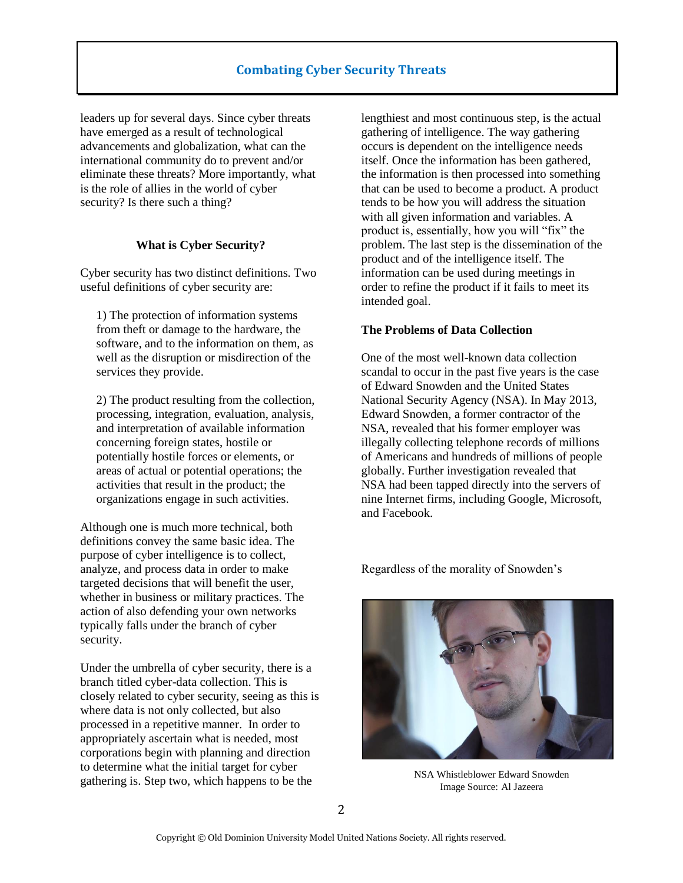leaders up for several days. Since cyber threats have emerged as a result of technological advancements and globalization, what can the international community do to prevent and/or eliminate these threats? More importantly, what is the role of allies in the world of cyber security? Is there such a thing?

### What is Cyber Security?

Cyber security has two distinct definitions. Two useful definitions of cyber security are:

1) The protection of information systems from theft or damage to the hardware, the software, and to the information on them, as well as the disruption or misdirection of the services they provide.

2) The product resulting from the collection, processing, integration, evaluation, analysis, and interpretation of available information concerning foreign states, hostile or potentially hostile forces or elements, or areas of actual or potential operations; the activities that result in the product; the organizations engage in such activities.

Although one is much more technical, both definitions convey the same basic idea. The purpose of cyber intelligence is to collect, analyze, and process data in order to make targeted decisions that will benefit the user, whether in business or military practices. The action of also defending your own networks typically falls under the branch of cyber security.

Under the umbrella of cyber security, there is a branch titled cyber-data collection. This is closely related to cyber security, seeing as this is where data is not only collected, but also processed in a repetitive manner. In order to appropriately ascertain what is needed, most corporations begin with planning and direction to determine what the initial target for cyber gathering is. Step two, which happens to be the lengthiest and most continuous step, is the actual gathering of intelligence. The way gathering occurs is dependent on the intelligence needs itself. Once the information has been gathered, the information is then processed into something that can be used to become a product. A product tends to be how you will address the situation with all given information and variables. A product is, essentially, how you will "fix" the problem. The last step is the dissemination of the product and of the intelligence itself. The information can be used during meetings in order to refine the product if it fails to meet its intended goal.

### The Problems of Data Collection

One of the most well-known data collection scandal to occur in the past five years is the case of Edward Snowden and the United States National Security Agency (NSA). In May 2013, Edward Snowden, a former contractor of the NSA, revealed that his former employer was illegally collecting telephone records of millions of Americans and hundreds of millions of people globally. Further investigation revealed that NSA had been tapped directly into the servers of nine Internet firms, including Google, Microsoft, and Facebook.

Regardless of the morality of Snowden's

NSA Whistleblower Edward Snowden
Image Source: Al Jazeera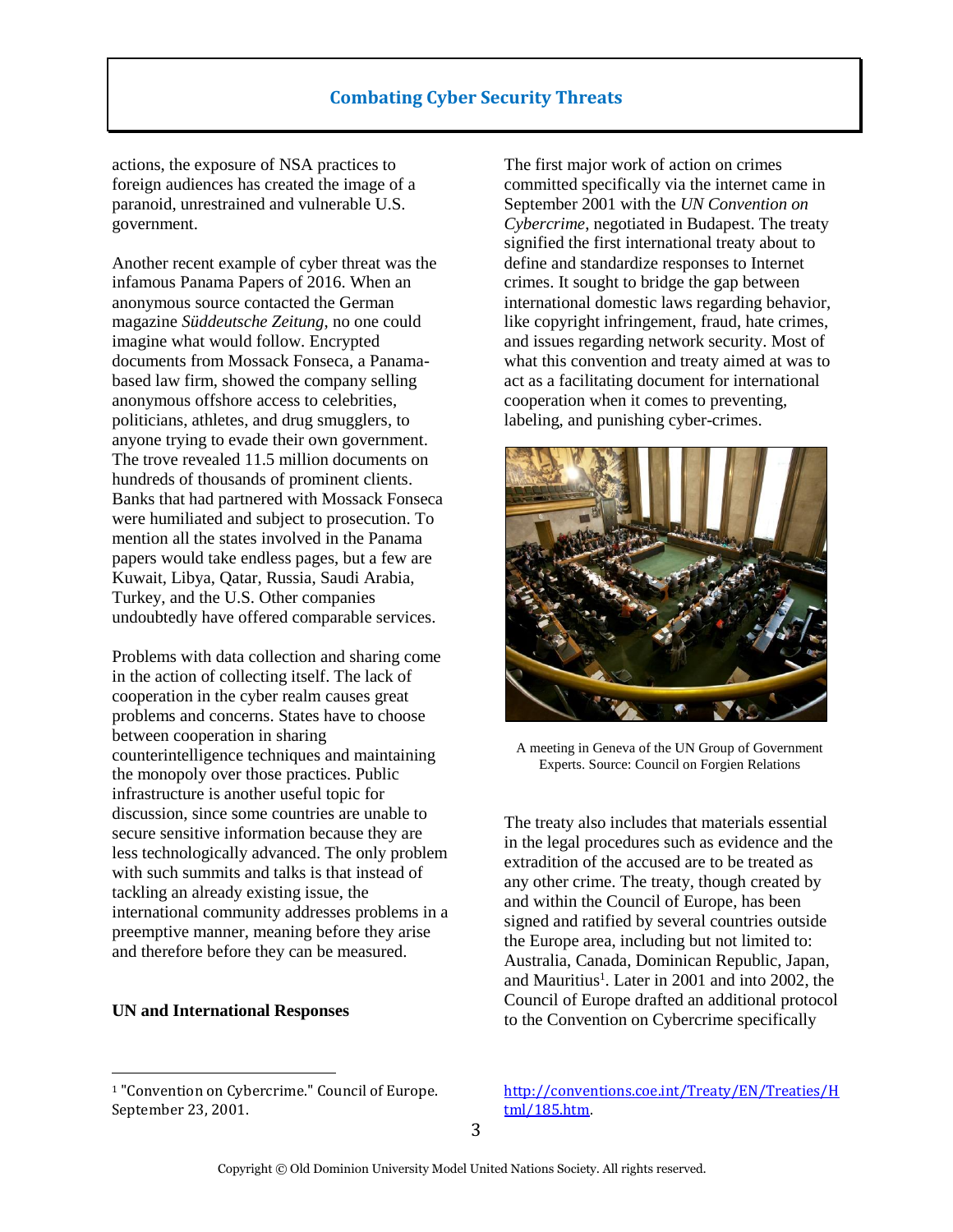actions, the exposure of NSA practices to foreign audiences has created the image of a paranoid, unrestrained and vulnerable U.S. government.

Another recent example of cyber threat was the infamous Panama Papers of 2016. When an anonymous source contacted the German magazine *Süddeutsche Zeitung*, no one could imagine what would follow. Encrypted documents from Mossack Fonseca, a Panama-based law firm, showed the company selling anonymous offshore access to celebrities, politicians, athletes, and drug smugglers, to anyone trying to evade their own government. The trove revealed 11.5 million documents on hundreds of thousands of prominent clients. Banks that had partnered with Mossack Fonseca were humiliated and subject to prosecution. To mention all the states involved in the Panama papers would take endless pages, but a few are Kuwait, Libya, Qatar, Russia, Saudi Arabia, Turkey, and the U.S. Other companies undoubtedly have offered comparable services.

Problems with data collection and sharing come in the action of collecting itself. The lack of cooperation in the cyber realm causes great problems and concerns. States have to choose between cooperation in sharing counterintelligence techniques and maintaining the monopoly over those practices. Public infrastructure is another useful topic for discussion, since some countries are unable to secure sensitive information because they are less technologically advanced. The only problem with such summits and talks is that instead of tackling an already existing issue, the international community addresses problems in a preemptive manner, meaning before they arise and therefore before they can be measured.

**UN and International Responses**

The first major work of action on crimes committed specifically via the internet came in September 2001 with the *UN Convention on Cybercrime*, negotiated in Budapest. The treaty signified the first international treaty about to define and standardize responses to Internet crimes. It sought to bridge the gap between international domestic laws regarding behavior, like copyright infringement, fraud, hate crimes, and issues regarding network security. Most of what this convention and treaty aimed at was to act as a facilitating document for international cooperation when it comes to preventing, labeling, and punishing cyber-crimes.

A meeting in Geneva of the UN Group of Government Experts. Source: Council on Forgien Relations

The treaty also includes that materials essential in the legal procedures such as evidence and the extradition of the accused are to be treated as any other crime. The treaty, though created by and within the Council of Europe, has been signed and ratified by several countries outside the Europe area, including but not limited to: Australia, Canada, Dominican Republic, Japan, and Mauritius[1]. Later in 2001 and into 2002, the Council of Europe drafted an additional protocol to the Convention on Cybercrime specifically

---

[1] "Convention on Cybercrime." Council of Europe. September 23, 2001. http://conventions.coe.int/Treaty/EN/Treaties/Html/185.htm.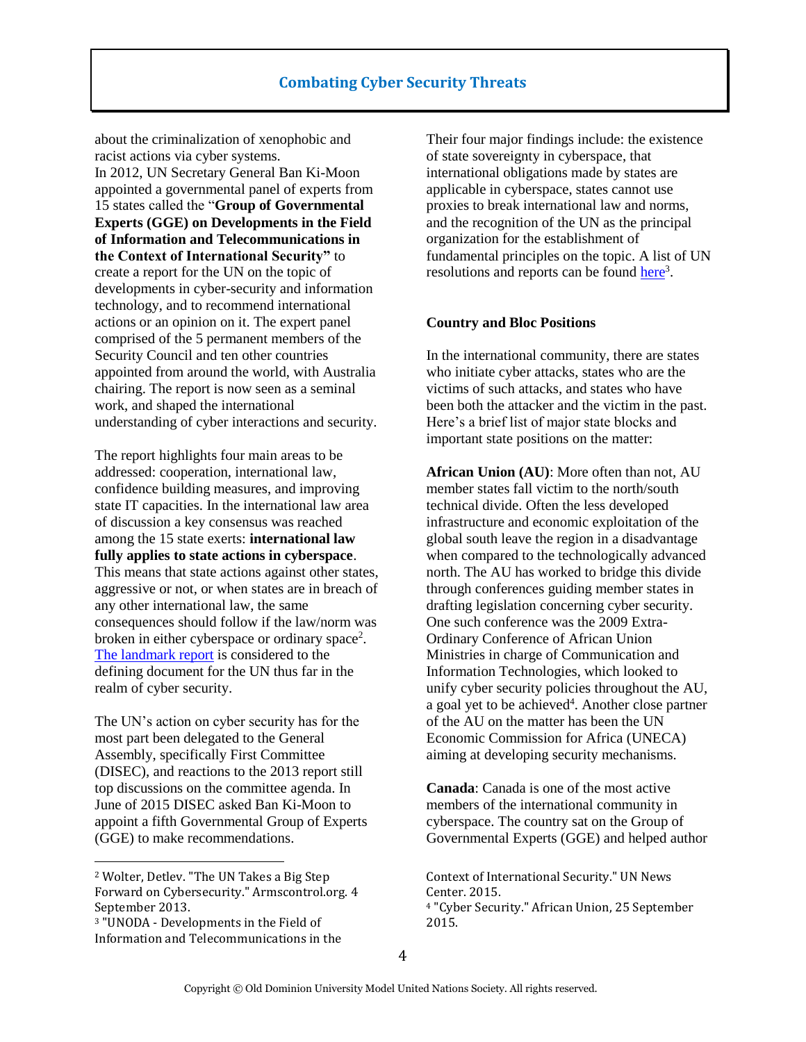about the criminalization of xenophobic and racist actions via cyber systems.

In 2012, UN Secretary General Ban Ki-Moon appointed a governmental panel of experts from 15 states called the "**Group of Governmental Experts (GGE) on Developments in the Field of Information and Telecommunications in the Context of International Security"** to create a report for the UN on the topic of developments in cyber-security and information technology, and to recommend international actions or an opinion on it. The expert panel comprised of the 5 permanent members of the Security Council and ten other countries appointed from around the world, with Australia chairing. The report is now seen as a seminal work, and shaped the international understanding of cyber interactions and security.

The report highlights four main areas to be addressed: cooperation, international law, confidence building measures, and improving state IT capacities. In the international law area of discussion a key consensus was reached among the 15 state exerts: **international law fully applies to state actions in cyberspace**. This means that state actions against other states, aggressive or not, or when states are in breach of any other international law, the same consequences should follow if the law/norm was broken in either cyberspace or ordinary space[2]. The landmark report is considered to the defining document for the UN thus far in the realm of cyber security.

The UN's action on cyber security has for the most part been delegated to the General Assembly, specifically First Committee (DISEC), and reactions to the 2013 report still top discussions on the committee agenda. In June of 2015 DISEC asked Ban Ki-Moon to appoint a fifth Governmental Group of Experts (GGE) to make recommendations.

Their four major findings include: the existence of state sovereignty in cyberspace, that international obligations made by states are applicable in cyberspace, states cannot use proxies to break international law and norms, and the recognition of the UN as the principal organization for the establishment of fundamental principles on the topic. A list of UN resolutions and reports can be found here[3].

**Country and Bloc Positions**

In the international community, there are states who initiate cyber attacks, states who are the victims of such attacks, and states who have been both the attacker and the victim in the past. Here's a brief list of major state blocks and important state positions on the matter:

**African Union (AU)**: More often than not, AU member states fall victim to the north/south technical divide. Often the less developed infrastructure and economic exploitation of the global south leave the region in a disadvantage when compared to the technologically advanced north. The AU has worked to bridge this divide through conferences guiding member states in drafting legislation concerning cyber security. One such conference was the 2009 Extra-Ordinary Conference of African Union Ministries in charge of Communication and Information Technologies, which looked to unify cyber security policies throughout the AU, a goal yet to be achieved[4]. Another close partner of the AU on the matter has been the UN Economic Commission for Africa (UNECA) aiming at developing security mechanisms.

**Canada**: Canada is one of the most active members of the international community in cyberspace. The country sat on the Group of Governmental Experts (GGE) and helped author

---

[2] Wolter, Detlev. "The UN Takes a Big Step Forward on Cybersecurity." Armscontrol.org. 4 September 2013.

[3] "UNODA - Developments in the Field of Information and Telecommunications in the Context of International Security." UN News Center. 2015.

[4] "Cyber Security." African Union, 25 September 2015.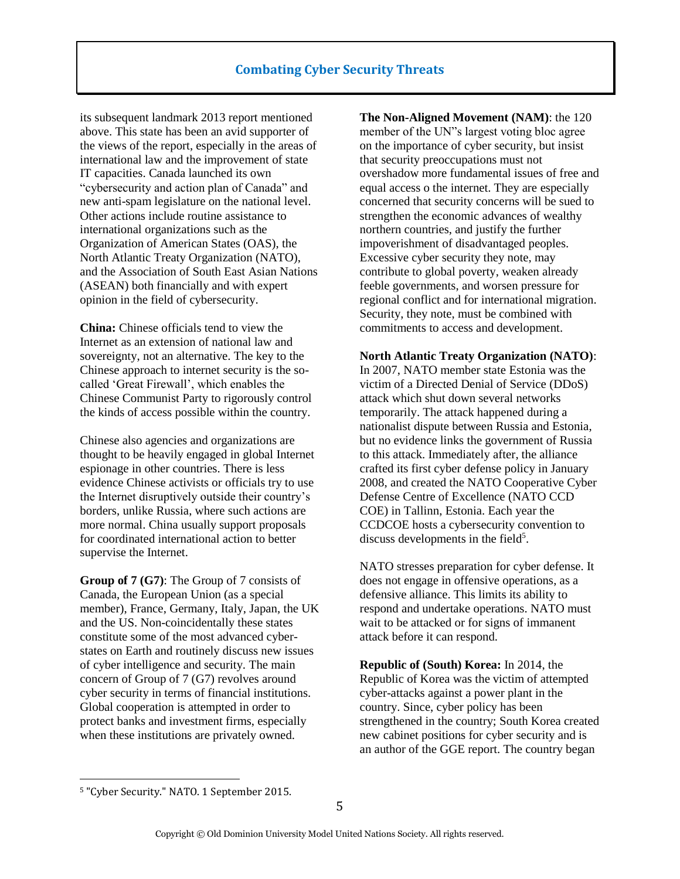its subsequent landmark 2013 report mentioned above. This state has been an avid supporter of the views of the report, especially in the areas of international law and the improvement of state IT capacities. Canada launched its own "cybersecurity and action plan of Canada" and new anti-spam legislature on the national level. Other actions include routine assistance to international organizations such as the Organization of American States (OAS), the North Atlantic Treaty Organization (NATO), and the Association of South East Asian Nations (ASEAN) both financially and with expert opinion in the field of cybersecurity.

**China:** Chinese officials tend to view the Internet as an extension of national law and sovereignty, not an alternative. The key to the Chinese approach to internet security is the so-called 'Great Firewall', which enables the Chinese Communist Party to rigorously control the kinds of access possible within the country.

Chinese also agencies and organizations are thought to be heavily engaged in global Internet espionage in other countries. There is less evidence Chinese activists or officials try to use the Internet disruptively outside their country's borders, unlike Russia, where such actions are more normal. China usually support proposals for coordinated international action to better supervise the Internet.

**Group of 7 (G7)**: The Group of 7 consists of Canada, the European Union (as a special member), France, Germany, Italy, Japan, the UK and the US. Non-coincidentally these states constitute some of the most advanced cyber-states on Earth and routinely discuss new issues of cyber intelligence and security. The main concern of Group of 7 (G7) revolves around cyber security in terms of financial institutions. Global cooperation is attempted in order to protect banks and investment firms, especially when these institutions are privately owned.

**The Non-Aligned Movement (NAM)**: the 120 member of the UN"s largest voting bloc agree on the importance of cyber security, but insist that security preoccupations must not overshadow more fundamental issues of free and equal access o the internet. They are especially concerned that security concerns will be sued to strengthen the economic advances of wealthy northern countries, and justify the further impoverishment of disadvantaged peoples. Excessive cyber security they note, may contribute to global poverty, weaken already feeble governments, and worsen pressure for regional conflict and for international migration. Security, they note, must be combined with commitments to access and development.

**North Atlantic Treaty Organization (NATO)**: In 2007, NATO member state Estonia was the victim of a Directed Denial of Service (DDoS) attack which shut down several networks temporarily. The attack happened during a nationalist dispute between Russia and Estonia, but no evidence links the government of Russia to this attack. Immediately after, the alliance crafted its first cyber defense policy in January 2008, and created the NATO Cooperative Cyber Defense Centre of Excellence (NATO CCD COE) in Tallinn, Estonia. Each year the CCDCOE hosts a cybersecurity convention to discuss developments in the field[5].

NATO stresses preparation for cyber defense. It does not engage in offensive operations, as a defensive alliance. This limits its ability to respond and undertake operations. NATO must wait to be attacked or for signs of immanent attack before it can respond.

**Republic of (South) Korea:** In 2014, the Republic of Korea was the victim of attempted cyber-attacks against a power plant in the country. Since, cyber policy has been strengthened in the country; South Korea created new cabinet positions for cyber security and is an author of the GGE report. The country began

---

[5] "Cyber Security." NATO. 1 September 2015.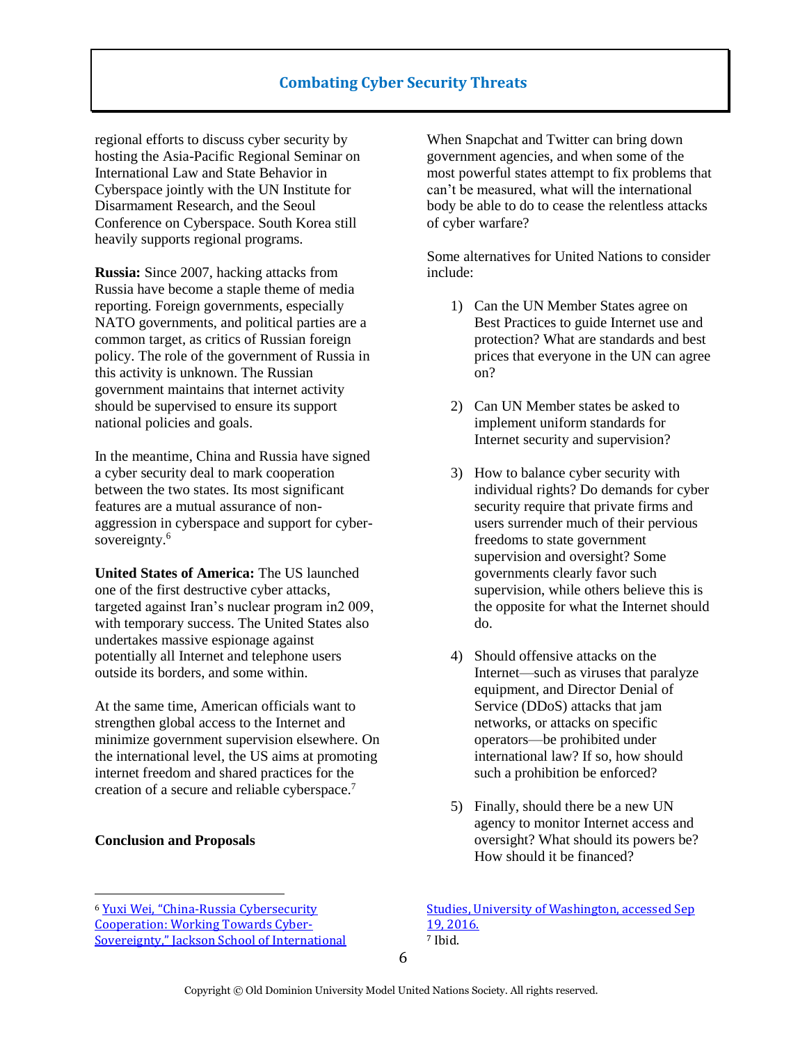regional efforts to discuss cyber security by hosting the Asia-Pacific Regional Seminar on International Law and State Behavior in Cyberspace jointly with the UN Institute for Disarmament Research, and the Seoul Conference on Cyberspace. South Korea still heavily supports regional programs.

**Russia:** Since 2007, hacking attacks from Russia have become a staple theme of media reporting. Foreign governments, especially NATO governments, and political parties are a common target, as critics of Russian foreign policy. The role of the government of Russia in this activity is unknown. The Russian government maintains that internet activity should be supervised to ensure its support national policies and goals.

In the meantime, China and Russia have signed a cyber security deal to mark cooperation between the two states. Its most significant features are a mutual assurance of non-aggression in cyberspace and support for cyber-sovereignty.[6]

**United States of America:** The US launched one of the first destructive cyber attacks, targeted against Iran's nuclear program in2 009, with temporary success. The United States also undertakes massive espionage against potentially all Internet and telephone users outside its borders, and some within.

At the same time, American officials want to strengthen global access to the Internet and minimize government supervision elsewhere. On the international level, the US aims at promoting internet freedom and shared practices for the creation of a secure and reliable cyberspace.[7]

**Conclusion and Proposals**

When Snapchat and Twitter can bring down government agencies, and when some of the most powerful states attempt to fix problems that can't be measured, what will the international body be able to do to cease the relentless attacks of cyber warfare?

Some alternatives for United Nations to consider include:

1) Can the UN Member States agree on Best Practices to guide Internet use and protection? What are standards and best prices that everyone in the UN can agree on?

2) Can UN Member states be asked to implement uniform standards for Internet security and supervision?

3) How to balance cyber security with individual rights? Do demands for cyber security require that private firms and users surrender much of their pervious freedoms to state government supervision and oversight? Some governments clearly favor such supervision, while others believe this is the opposite for what the Internet should do.

4) Should offensive attacks on the Internet—such as viruses that paralyze equipment, and Director Denial of Service (DDoS) attacks that jam networks, or attacks on specific operators—be prohibited under international law? If so, how should such a prohibition be enforced?

5) Finally, should there be a new UN agency to monitor Internet access and oversight? What should its powers be? How should it be financed?

---

[6] Yuxi Wei, "China-Russia Cybersecurity Cooperation: Working Towards Cyber-Sovereignty," Jackson School of International Studies, University of Washington, accessed Sep 19, 2016.

[7] Ibid.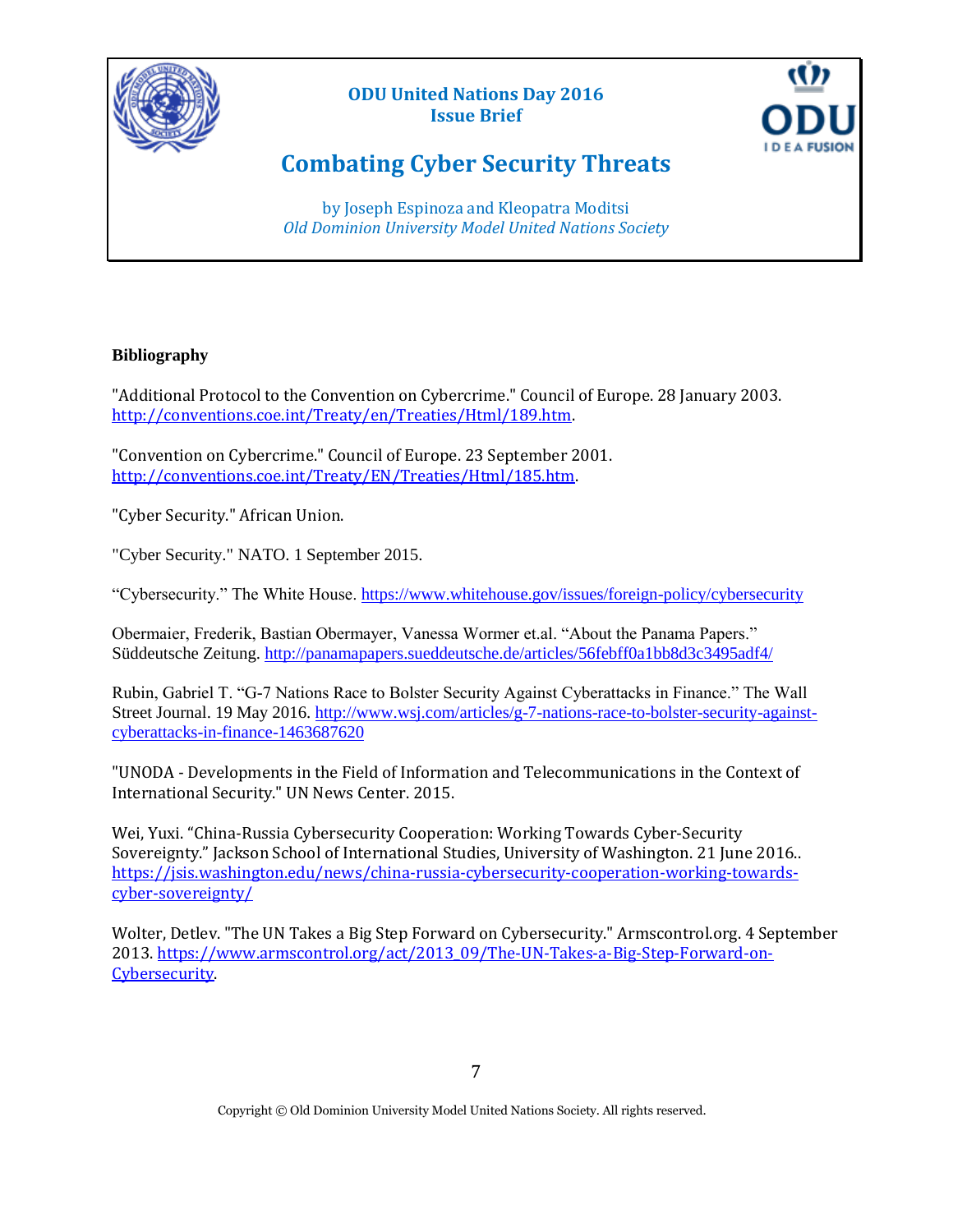**Bibliography**

"Additional Protocol to the Convention on Cybercrime." Council of Europe. 28 January 2003. http://conventions.coe.int/Treaty/en/Treaties/Html/189.htm.

"Convention on Cybercrime." Council of Europe. 23 September 2001. http://conventions.coe.int/Treaty/EN/Treaties/Html/185.htm.

"Cyber Security." African Union.

"Cyber Security." NATO. 1 September 2015.

"Cybersecurity." The White House. https://www.whitehouse.gov/issues/foreign-policy/cybersecurity

Obermaier, Frederik, Bastian Obermayer, Vanessa Wormer et.al. "About the Panama Papers." Süddeutsche Zeitung. http://panamapapers.sueddeutsche.de/articles/56febff0a1bb8d3c3495adf4/

Rubin, Gabriel T. "G-7 Nations Race to Bolster Security Against Cyberattacks in Finance." The Wall Street Journal. 19 May 2016. http://www.wsj.com/articles/g-7-nations-race-to-bolster-security-against-cyberattacks-in-finance-1463687620

"UNODA - Developments in the Field of Information and Telecommunications in the Context of International Security." UN News Center. 2015.

Wei, Yuxi. "China-Russia Cybersecurity Cooperation: Working Towards Cyber-Security Sovereignty." Jackson School of International Studies, University of Washington. 21 June 2016.. https://jsis.washington.edu/news/china-russia-cybersecurity-cooperation-working-towards-cyber-sovereignty/

Wolter, Detlev. "The UN Takes a Big Step Forward on Cybersecurity." Armscontrol.org. 4 September 2013. https://www.armscontrol.org/act/2013_09/The-UN-Takes-a-Big-Step-Forward-on-Cybersecurity.